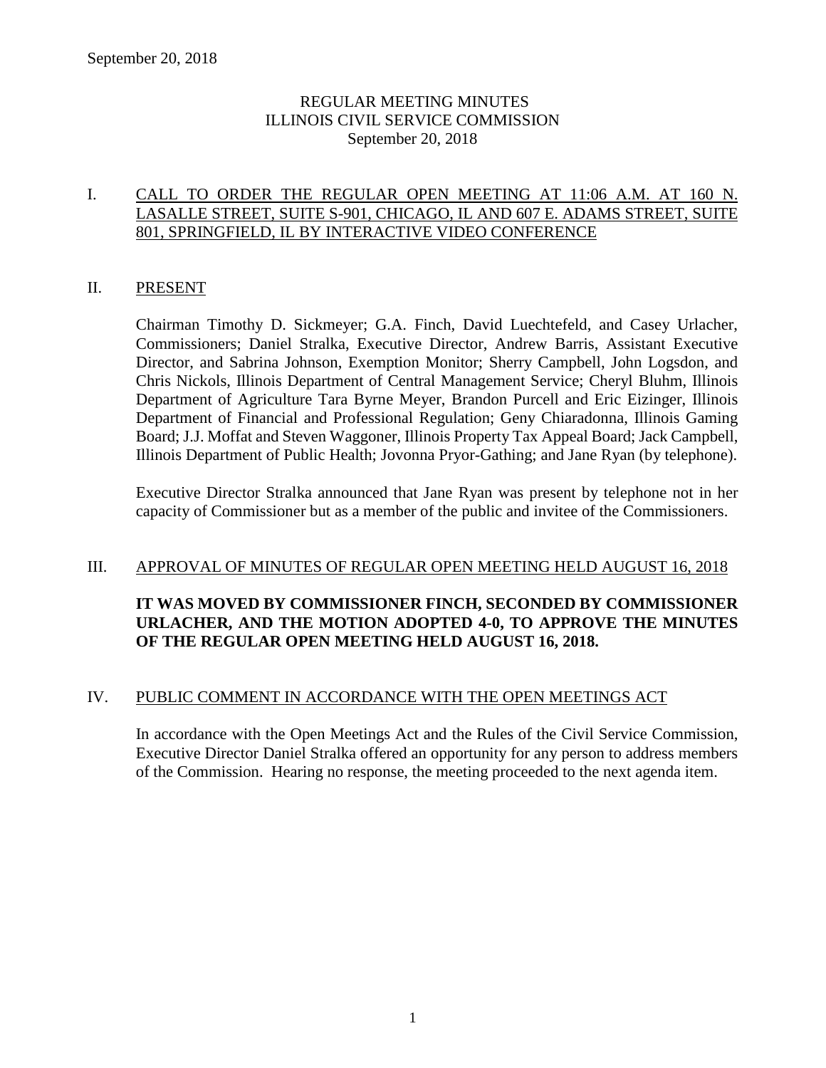# REGULAR MEETING MINUTES
# ILLINOIS CIVIL SERVICE COMMISSION
## September 20, 2018

## I. CALL TO ORDER THE REGULAR OPEN MEETING AT 11:06 A.M. AT 160 N. LASALLE STREET, SUITE S-901, CHICAGO, IL AND 607 E. ADAMS STREET, SUITE 801, SPRINGFIELD, IL BY INTERACTIVE VIDEO CONFERENCE

## II. PRESENT

Chairman Timothy D. Sickmeyer; G.A. Finch, David Luechtefeld, and Casey Urlacher, Commissioners; Daniel Stralka, Executive Director, Andrew Barris, Assistant Executive Director, and Sabrina Johnson, Exemption Monitor; Sherry Campbell, John Logsdon, and Chris Nickols, Illinois Department of Central Management Service; Cheryl Bluhm, Illinois Department of Agriculture Tara Byrne Meyer, Brandon Purcell and Eric Eizinger, Illinois Department of Financial and Professional Regulation; Geny Chiaradonna, Illinois Gaming Board; J.J. Moffat and Steven Waggoner, Illinois Property Tax Appeal Board; Jack Campbell, Illinois Department of Public Health; Jovonna Pryor-Gathing; and Jane Ryan (by telephone).

Executive Director Stralka announced that Jane Ryan was present by telephone not in her capacity of Commissioner but as a member of the public and invitee of the Commissioners.

## III. APPROVAL OF MINUTES OF REGULAR OPEN MEETING HELD AUGUST 16, 2018

**IT WAS MOVED BY COMMISSIONER FINCH, SECONDED BY COMMISSIONER URLACHER, AND THE MOTION ADOPTED 4-0, TO APPROVE THE MINUTES OF THE REGULAR OPEN MEETING HELD AUGUST 16, 2018.**

## IV. PUBLIC COMMENT IN ACCORDANCE WITH THE OPEN MEETINGS ACT

In accordance with the Open Meetings Act and the Rules of the Civil Service Commission, Executive Director Daniel Stralka offered an opportunity for any person to address members of the Commission. Hearing no response, the meeting proceeded to the next agenda item.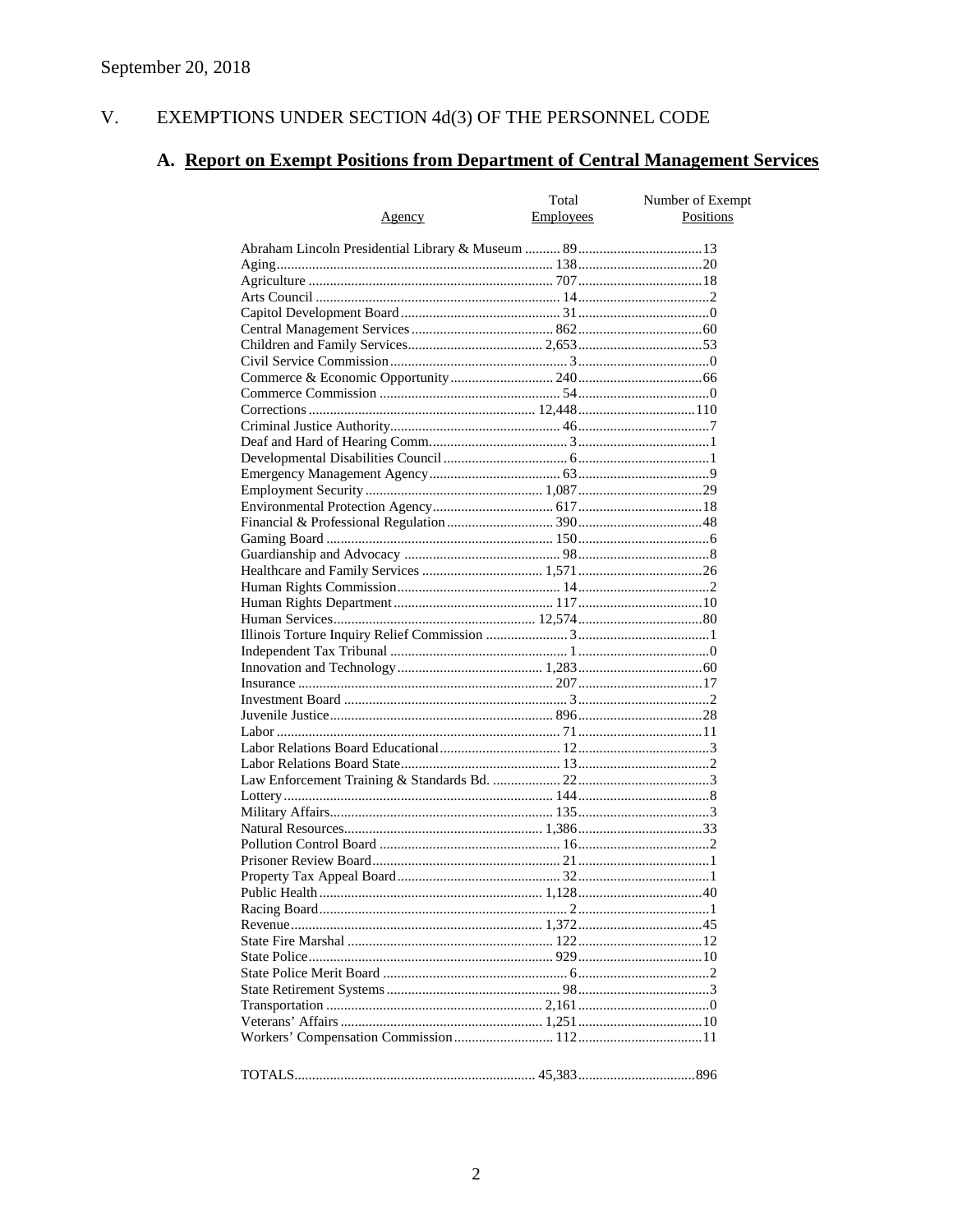September 20, 2018

## V. EXEMPTIONS UNDER SECTION 4d(3) OF THE PERSONNEL CODE

### A. Report on Exempt Positions from Department of Central Management Services

| Agency | Total Employees | Number of Exempt Positions |
|---|---|---|
| Abraham Lincoln Presidential Library & Museum | 89 | 13 |
| Aging | 138 | 20 |
| Agriculture | 707 | 18 |
| Arts Council | 14 | 2 |
| Capitol Development Board | 31 | 0 |
| Central Management Services | 862 | 60 |
| Children and Family Services | 2,653 | 53 |
| Civil Service Commission | 3 | 0 |
| Commerce & Economic Opportunity | 240 | 66 |
| Commerce Commission | 54 | 0 |
| Corrections | 12,448 | 110 |
| Criminal Justice Authority | 46 | 7 |
| Deaf and Hard of Hearing Comm. | 3 | 1 |
| Developmental Disabilities Council | 6 | 1 |
| Emergency Management Agency | 63 | 9 |
| Employment Security | 1,087 | 29 |
| Environmental Protection Agency | 617 | 18 |
| Financial & Professional Regulation | 390 | 48 |
| Gaming Board | 150 | 6 |
| Guardianship and Advocacy | 98 | 8 |
| Healthcare and Family Services | 1,571 | 26 |
| Human Rights Commission | 14 | 2 |
| Human Rights Department | 117 | 10 |
| Human Services | 12,574 | 80 |
| Illinois Torture Inquiry Relief Commission | 3 | 1 |
| Independent Tax Tribunal | 1 | 0 |
| Innovation and Technology | 1,283 | 60 |
| Insurance | 207 | 17 |
| Investment Board | 3 | 2 |
| Juvenile Justice | 896 | 28 |
| Labor | 71 | 11 |
| Labor Relations Board Educational | 12 | 3 |
| Labor Relations Board State | 13 | 2 |
| Law Enforcement Training & Standards Bd. | 22 | 3 |
| Lottery | 144 | 8 |
| Military Affairs | 135 | 3 |
| Natural Resources | 1,386 | 33 |
| Pollution Control Board | 16 | 2 |
| Prisoner Review Board | 21 | 1 |
| Property Tax Appeal Board | 32 | 1 |
| Public Health | 1,128 | 40 |
| Racing Board | 2 | 1 |
| Revenue | 1,372 | 45 |
| State Fire Marshal | 122 | 12 |
| State Police | 929 | 10 |
| State Police Merit Board | 6 | 2 |
| State Retirement Systems | 98 | 3 |
| Transportation | 2,161 | 0 |
| Veterans' Affairs | 1,251 | 10 |
| Workers' Compensation Commission | 112 | 11 |
| TOTALS | 45,383 | 896 |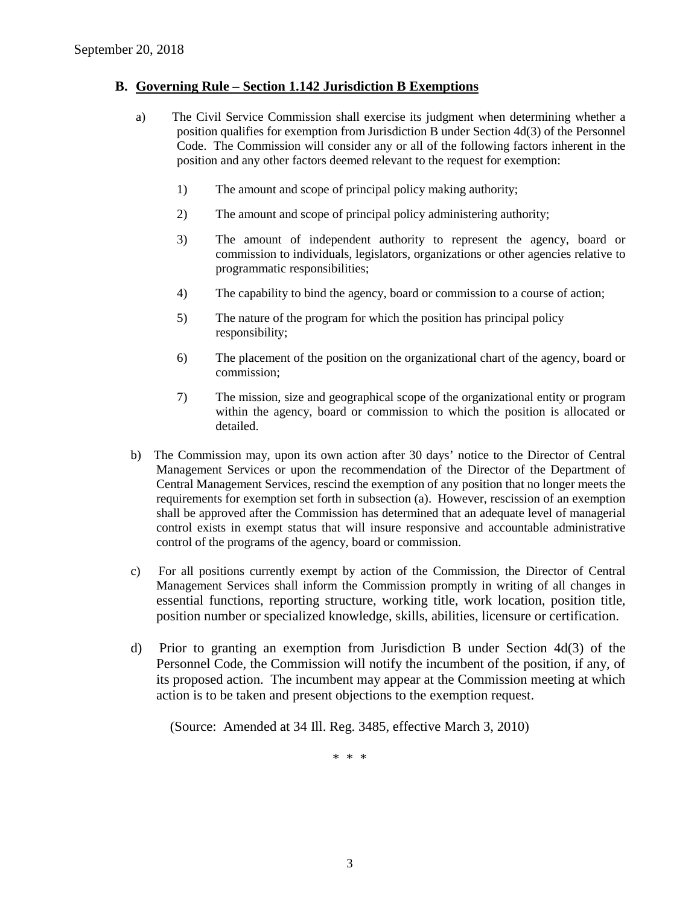## B. Governing Rule – Section 1.142 Jurisdiction B Exemptions

a) The Civil Service Commission shall exercise its judgment when determining whether a position qualifies for exemption from Jurisdiction B under Section 4d(3) of the Personnel Code. The Commission will consider any or all of the following factors inherent in the position and any other factors deemed relevant to the request for exemption:

1) The amount and scope of principal policy making authority;

2) The amount and scope of principal policy administering authority;

3) The amount of independent authority to represent the agency, board or commission to individuals, legislators, organizations or other agencies relative to programmatic responsibilities;

4) The capability to bind the agency, board or commission to a course of action;

5) The nature of the program for which the position has principal policy responsibility;

6) The placement of the position on the organizational chart of the agency, board or commission;

7) The mission, size and geographical scope of the organizational entity or program within the agency, board or commission to which the position is allocated or detailed.

b) The Commission may, upon its own action after 30 days' notice to the Director of Central Management Services or upon the recommendation of the Director of the Department of Central Management Services, rescind the exemption of any position that no longer meets the requirements for exemption set forth in subsection (a). However, rescission of an exemption shall be approved after the Commission has determined that an adequate level of managerial control exists in exempt status that will insure responsive and accountable administrative control of the programs of the agency, board or commission.

c) For all positions currently exempt by action of the Commission, the Director of Central Management Services shall inform the Commission promptly in writing of all changes in essential functions, reporting structure, working title, work location, position title, position number or specialized knowledge, skills, abilities, licensure or certification.

d) Prior to granting an exemption from Jurisdiction B under Section 4d(3) of the Personnel Code, the Commission will notify the incumbent of the position, if any, of its proposed action. The incumbent may appear at the Commission meeting at which action is to be taken and present objections to the exemption request.

(Source: Amended at 34 Ill. Reg. 3485, effective March 3, 2010)

\* \* \*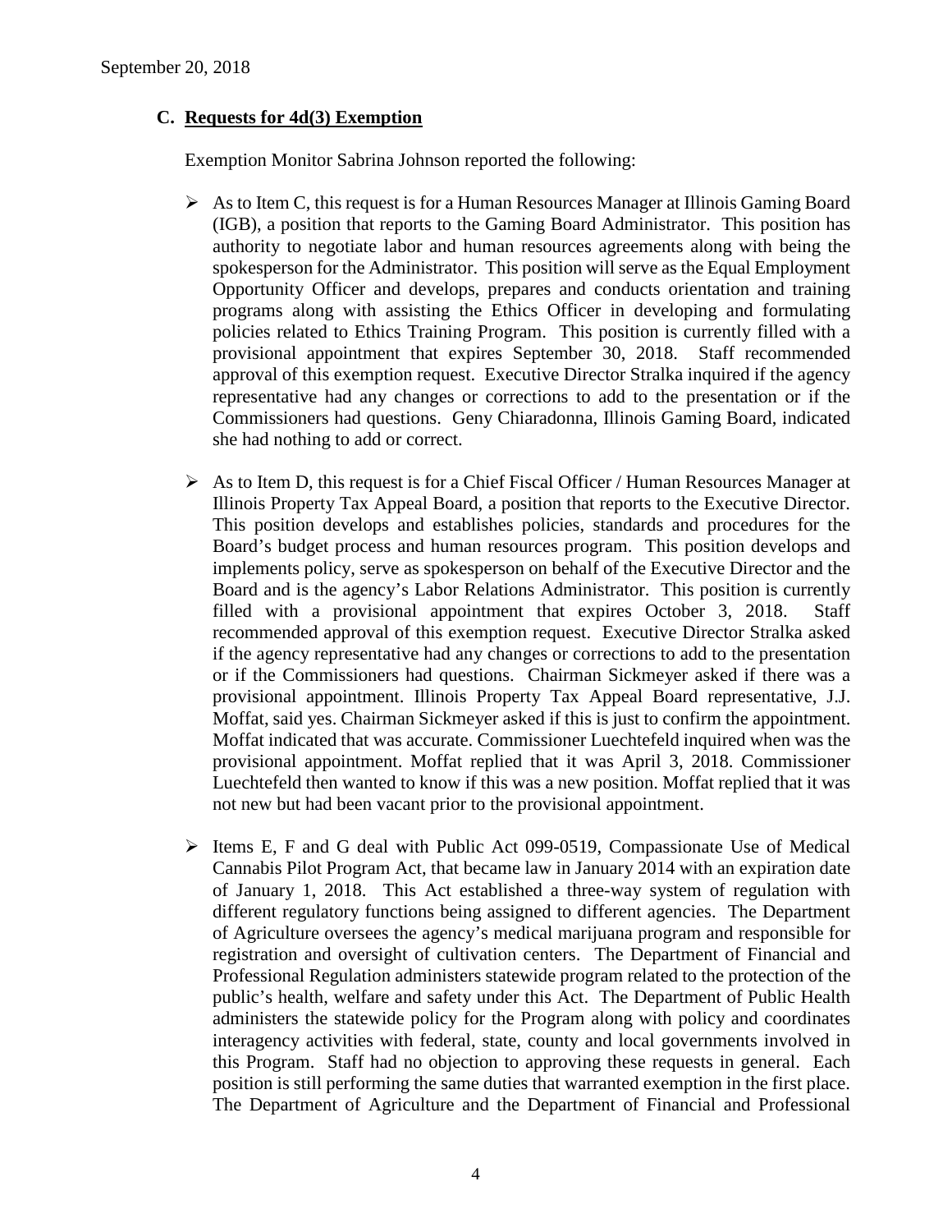September 20, 2018

### C. Requests for 4d(3) Exemption

Exemption Monitor Sabrina Johnson reported the following:

- As to Item C, this request is for a Human Resources Manager at Illinois Gaming Board (IGB), a position that reports to the Gaming Board Administrator. This position has authority to negotiate labor and human resources agreements along with being the spokesperson for the Administrator. This position will serve as the Equal Employment Opportunity Officer and develops, prepares and conducts orientation and training programs along with assisting the Ethics Officer in developing and formulating policies related to Ethics Training Program. This position is currently filled with a provisional appointment that expires September 30, 2018. Staff recommended approval of this exemption request. Executive Director Stralka inquired if the agency representative had any changes or corrections to add to the presentation or if the Commissioners had questions. Geny Chiaradonna, Illinois Gaming Board, indicated she had nothing to add or correct.

- As to Item D, this request is for a Chief Fiscal Officer / Human Resources Manager at Illinois Property Tax Appeal Board, a position that reports to the Executive Director. This position develops and establishes policies, standards and procedures for the Board's budget process and human resources program. This position develops and implements policy, serve as spokesperson on behalf of the Executive Director and the Board and is the agency's Labor Relations Administrator. This position is currently filled with a provisional appointment that expires October 3, 2018. Staff recommended approval of this exemption request. Executive Director Stralka asked if the agency representative had any changes or corrections to add to the presentation or if the Commissioners had questions. Chairman Sickmeyer asked if there was a provisional appointment. Illinois Property Tax Appeal Board representative, J.J. Moffat, said yes. Chairman Sickmeyer asked if this is just to confirm the appointment. Moffat indicated that was accurate. Commissioner Luechtefeld inquired when was the provisional appointment. Moffat replied that it was April 3, 2018. Commissioner Luechtefeld then wanted to know if this was a new position. Moffat replied that it was not new but had been vacant prior to the provisional appointment.

- Items E, F and G deal with Public Act 099-0519, Compassionate Use of Medical Cannabis Pilot Program Act, that became law in January 2014 with an expiration date of January 1, 2018. This Act established a three-way system of regulation with different regulatory functions being assigned to different agencies. The Department of Agriculture oversees the agency's medical marijuana program and responsible for registration and oversight of cultivation centers. The Department of Financial and Professional Regulation administers statewide program related to the protection of the public's health, welfare and safety under this Act. The Department of Public Health administers the statewide policy for the Program along with policy and coordinates interagency activities with federal, state, county and local governments involved in this Program. Staff had no objection to approving these requests in general. Each position is still performing the same duties that warranted exemption in the first place. The Department of Agriculture and the Department of Financial and Professional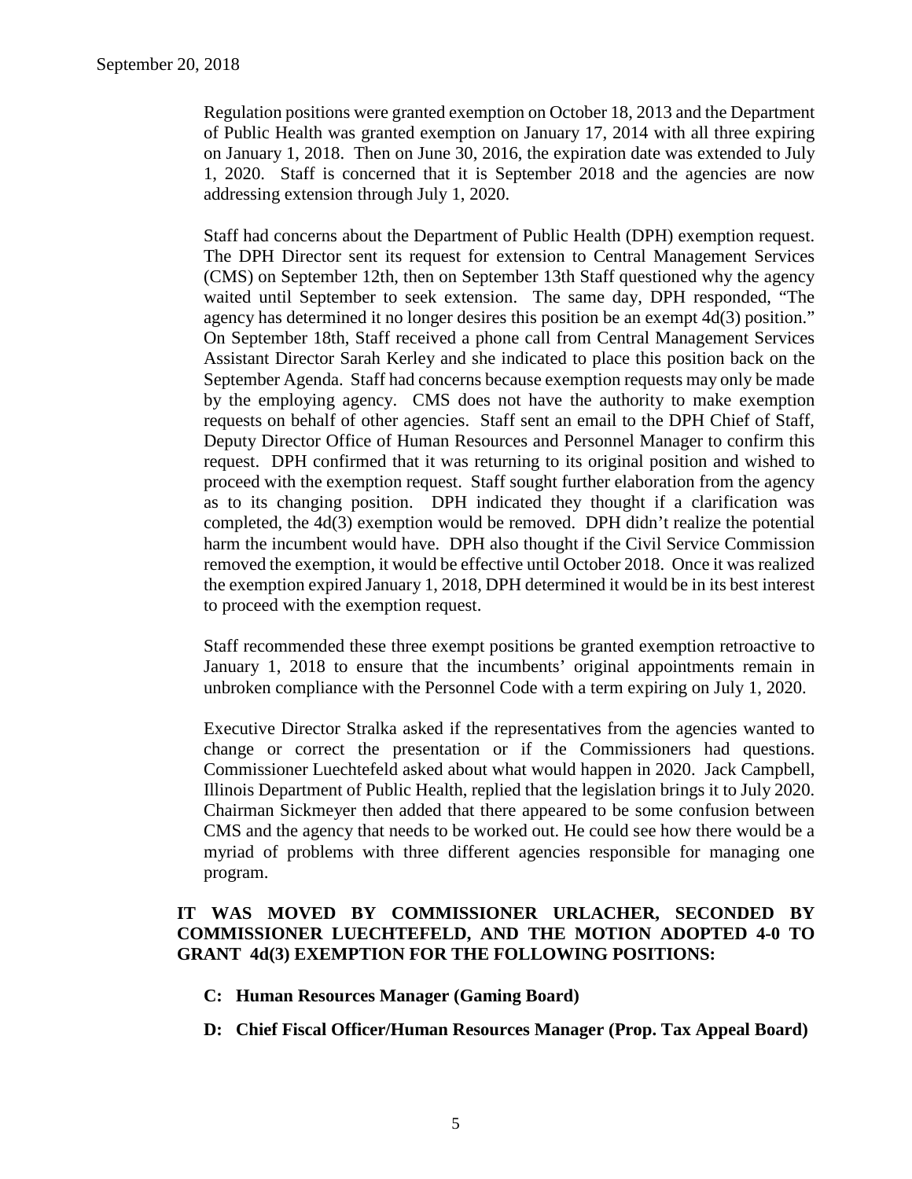Regulation positions were granted exemption on October 18, 2013 and the Department of Public Health was granted exemption on January 17, 2014 with all three expiring on January 1, 2018. Then on June 30, 2016, the expiration date was extended to July 1, 2020. Staff is concerned that it is September 2018 and the agencies are now addressing extension through July 1, 2020.

Staff had concerns about the Department of Public Health (DPH) exemption request. The DPH Director sent its request for extension to Central Management Services (CMS) on September 12th, then on September 13th Staff questioned why the agency waited until September to seek extension. The same day, DPH responded, "The agency has determined it no longer desires this position be an exempt 4d(3) position." On September 18th, Staff received a phone call from Central Management Services Assistant Director Sarah Kerley and she indicated to place this position back on the September Agenda. Staff had concerns because exemption requests may only be made by the employing agency. CMS does not have the authority to make exemption requests on behalf of other agencies. Staff sent an email to the DPH Chief of Staff, Deputy Director Office of Human Resources and Personnel Manager to confirm this request. DPH confirmed that it was returning to its original position and wished to proceed with the exemption request. Staff sought further elaboration from the agency as to its changing position. DPH indicated they thought if a clarification was completed, the 4d(3) exemption would be removed. DPH didn't realize the potential harm the incumbent would have. DPH also thought if the Civil Service Commission removed the exemption, it would be effective until October 2018. Once it was realized the exemption expired January 1, 2018, DPH determined it would be in its best interest to proceed with the exemption request.

Staff recommended these three exempt positions be granted exemption retroactive to January 1, 2018 to ensure that the incumbents' original appointments remain in unbroken compliance with the Personnel Code with a term expiring on July 1, 2020.

Executive Director Stralka asked if the representatives from the agencies wanted to change or correct the presentation or if the Commissioners had questions. Commissioner Luechtefeld asked about what would happen in 2020. Jack Campbell, Illinois Department of Public Health, replied that the legislation brings it to July 2020. Chairman Sickmeyer then added that there appeared to be some confusion between CMS and the agency that needs to be worked out. He could see how there would be a myriad of problems with three different agencies responsible for managing one program.

**IT WAS MOVED BY COMMISSIONER URLACHER, SECONDED BY COMMISSIONER LUECHTEFELD, AND THE MOTION ADOPTED 4-0 TO GRANT 4d(3) EXEMPTION FOR THE FOLLOWING POSITIONS:**

**C: Human Resources Manager (Gaming Board)**

**D: Chief Fiscal Officer/Human Resources Manager (Prop. Tax Appeal Board)**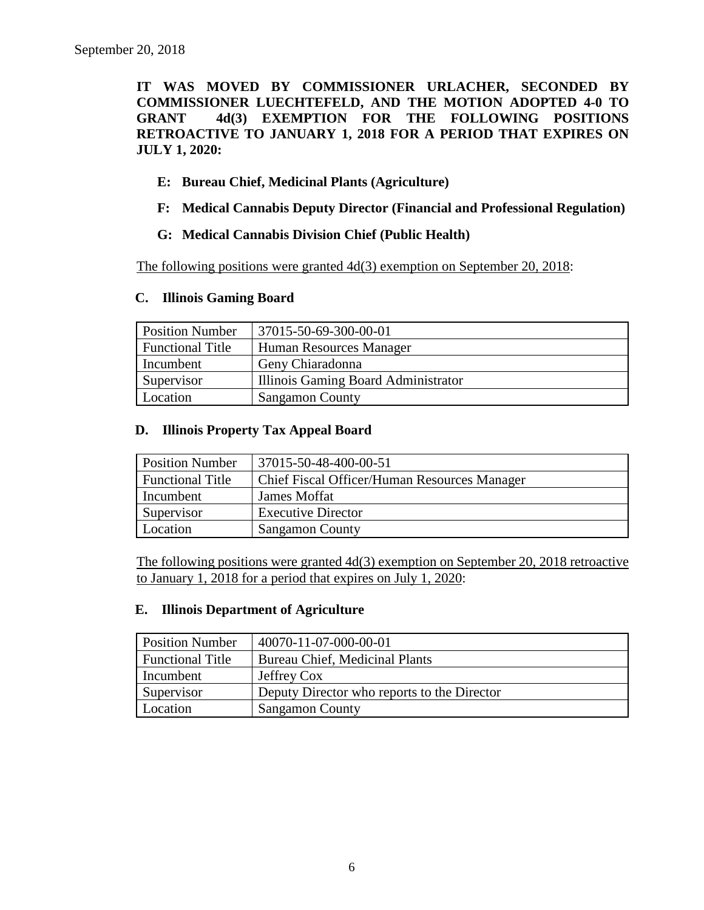September 20, 2018

**IT WAS MOVED BY COMMISSIONER URLACHER, SECONDED BY COMMISSIONER LUECHTEFELD, AND THE MOTION ADOPTED 4-0 TO GRANT 4d(3) EXEMPTION FOR THE FOLLOWING POSITIONS RETROACTIVE TO JANUARY 1, 2018 FOR A PERIOD THAT EXPIRES ON JULY 1, 2020:**

- **E: Bureau Chief, Medicinal Plants (Agriculture)**
- **F: Medical Cannabis Deputy Director (Financial and Professional Regulation)**
- **G: Medical Cannabis Division Chief (Public Health)**

The following positions were granted 4d(3) exemption on September 20, 2018:

### C. Illinois Gaming Board

| Position Number | 37015-50-69-300-00-01 |
|---|---|
| Functional Title | Human Resources Manager |
| Incumbent | Geny Chiaradonna |
| Supervisor | Illinois Gaming Board Administrator |
| Location | Sangamon County |

### D. Illinois Property Tax Appeal Board

| Position Number | 37015-50-48-400-00-51 |
|---|---|
| Functional Title | Chief Fiscal Officer/Human Resources Manager |
| Incumbent | James Moffat |
| Supervisor | Executive Director |
| Location | Sangamon County |

The following positions were granted 4d(3) exemption on September 20, 2018 retroactive to January 1, 2018 for a period that expires on July 1, 2020:

### E. Illinois Department of Agriculture

| Position Number | 40070-11-07-000-00-01 |
|---|---|
| Functional Title | Bureau Chief, Medicinal Plants |
| Incumbent | Jeffrey Cox |
| Supervisor | Deputy Director who reports to the Director |
| Location | Sangamon County |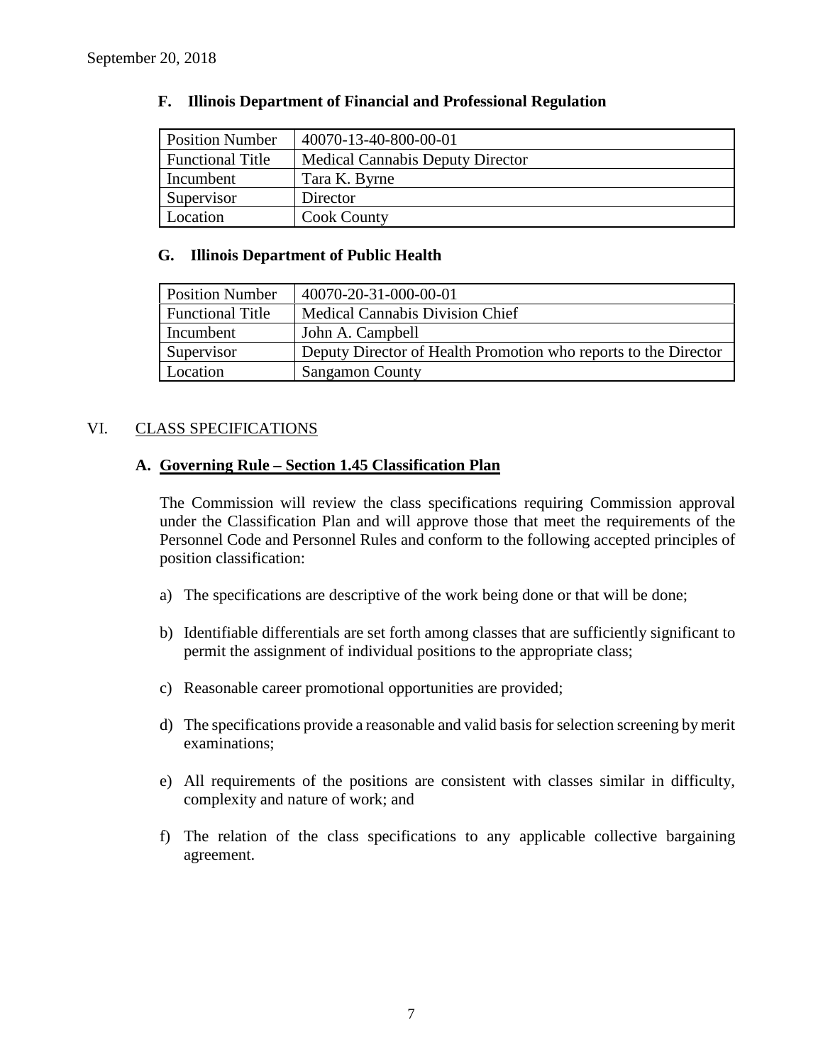September 20, 2018

### F. Illinois Department of Financial and Professional Regulation

| Position Number | 40070-13-40-800-00-01 |
|---|---|
| Functional Title | Medical Cannabis Deputy Director |
| Incumbent | Tara K. Byrne |
| Supervisor | Director |
| Location | Cook County |

### G. Illinois Department of Public Health

| Position Number | 40070-20-31-000-00-01 |
|---|---|
| Functional Title | Medical Cannabis Division Chief |
| Incumbent | John A. Campbell |
| Supervisor | Deputy Director of Health Promotion who reports to the Director |
| Location | Sangamon County |

## VI. CLASS SPECIFICATIONS

### A. Governing Rule – Section 1.45 Classification Plan

The Commission will review the class specifications requiring Commission approval under the Classification Plan and will approve those that meet the requirements of the Personnel Code and Personnel Rules and conform to the following accepted principles of position classification:

a) The specifications are descriptive of the work being done or that will be done;

b) Identifiable differentials are set forth among classes that are sufficiently significant to permit the assignment of individual positions to the appropriate class;

c) Reasonable career promotional opportunities are provided;

d) The specifications provide a reasonable and valid basis for selection screening by merit examinations;

e) All requirements of the positions are consistent with classes similar in difficulty, complexity and nature of work; and

f) The relation of the class specifications to any applicable collective bargaining agreement.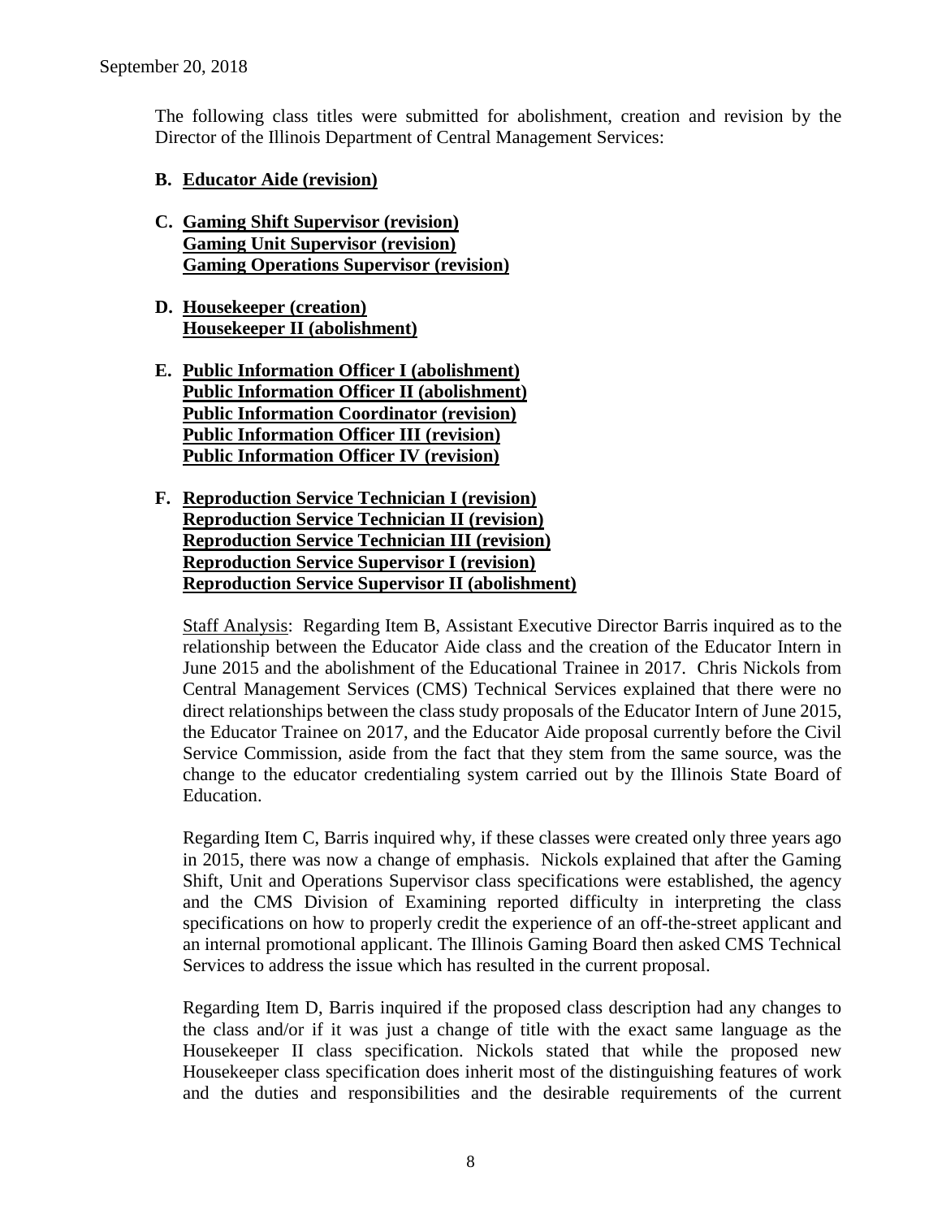September 20, 2018

The following class titles were submitted for abolishment, creation and revision by the Director of the Illinois Department of Central Management Services:

**B. Educator Aide (revision)**

**C. Gaming Shift Supervisor (revision)**
**Gaming Unit Supervisor (revision)**
**Gaming Operations Supervisor (revision)**

**D. Housekeeper (creation)**
**Housekeeper II (abolishment)**

**E. Public Information Officer I (abolishment)**
**Public Information Officer II (abolishment)**
**Public Information Coordinator (revision)**
**Public Information Officer III (revision)**
**Public Information Officer IV (revision)**

**F. Reproduction Service Technician I (revision)**
**Reproduction Service Technician II (revision)**
**Reproduction Service Technician III (revision)**
**Reproduction Service Supervisor I (revision)**
**Reproduction Service Supervisor II (abolishment)**

Staff Analysis: Regarding Item B, Assistant Executive Director Barris inquired as to the relationship between the Educator Aide class and the creation of the Educator Intern in June 2015 and the abolishment of the Educational Trainee in 2017. Chris Nickols from Central Management Services (CMS) Technical Services explained that there were no direct relationships between the class study proposals of the Educator Intern of June 2015, the Educator Trainee on 2017, and the Educator Aide proposal currently before the Civil Service Commission, aside from the fact that they stem from the same source, was the change to the educator credentialing system carried out by the Illinois State Board of Education.

Regarding Item C, Barris inquired why, if these classes were created only three years ago in 2015, there was now a change of emphasis. Nickols explained that after the Gaming Shift, Unit and Operations Supervisor class specifications were established, the agency and the CMS Division of Examining reported difficulty in interpreting the class specifications on how to properly credit the experience of an off-the-street applicant and an internal promotional applicant. The Illinois Gaming Board then asked CMS Technical Services to address the issue which has resulted in the current proposal.

Regarding Item D, Barris inquired if the proposed class description had any changes to the class and/or if it was just a change of title with the exact same language as the Housekeeper II class specification. Nickols stated that while the proposed new Housekeeper class specification does inherit most of the distinguishing features of work and the duties and responsibilities and the desirable requirements of the current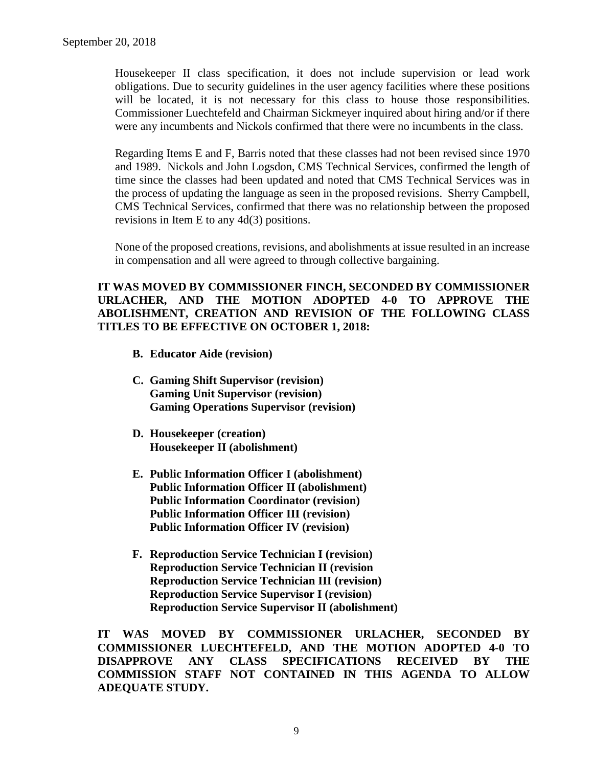Housekeeper II class specification, it does not include supervision or lead work obligations. Due to security guidelines in the user agency facilities where these positions will be located, it is not necessary for this class to house those responsibilities. Commissioner Luechtefeld and Chairman Sickmeyer inquired about hiring and/or if there were any incumbents and Nickols confirmed that there were no incumbents in the class.

Regarding Items E and F, Barris noted that these classes had not been revised since 1970 and 1989. Nickols and John Logsdon, CMS Technical Services, confirmed the length of time since the classes had been updated and noted that CMS Technical Services was in the process of updating the language as seen in the proposed revisions. Sherry Campbell, CMS Technical Services, confirmed that there was no relationship between the proposed revisions in Item E to any 4d(3) positions.

None of the proposed creations, revisions, and abolishments at issue resulted in an increase in compensation and all were agreed to through collective bargaining.

**IT WAS MOVED BY COMMISSIONER FINCH, SECONDED BY COMMISSIONER URLACHER, AND THE MOTION ADOPTED 4-0 TO APPROVE THE ABOLISHMENT, CREATION AND REVISION OF THE FOLLOWING CLASS TITLES TO BE EFFECTIVE ON OCTOBER 1, 2018:**

**B. Educator Aide (revision)**

**C. Gaming Shift Supervisor (revision)**
**Gaming Unit Supervisor (revision)**
**Gaming Operations Supervisor (revision)**

**D. Housekeeper (creation)**
**Housekeeper II (abolishment)**

**E. Public Information Officer I (abolishment)**
**Public Information Officer II (abolishment)**
**Public Information Coordinator (revision)**
**Public Information Officer III (revision)**
**Public Information Officer IV (revision)**

**F. Reproduction Service Technician I (revision)**
**Reproduction Service Technician II (revision**
**Reproduction Service Technician III (revision)**
**Reproduction Service Supervisor I (revision)**
**Reproduction Service Supervisor II (abolishment)**

**IT WAS MOVED BY COMMISSIONER URLACHER, SECONDED BY COMMISSIONER LUECHTEFELD, AND THE MOTION ADOPTED 4-0 TO DISAPPROVE ANY CLASS SPECIFICATIONS RECEIVED BY THE COMMISSION STAFF NOT CONTAINED IN THIS AGENDA TO ALLOW ADEQUATE STUDY.**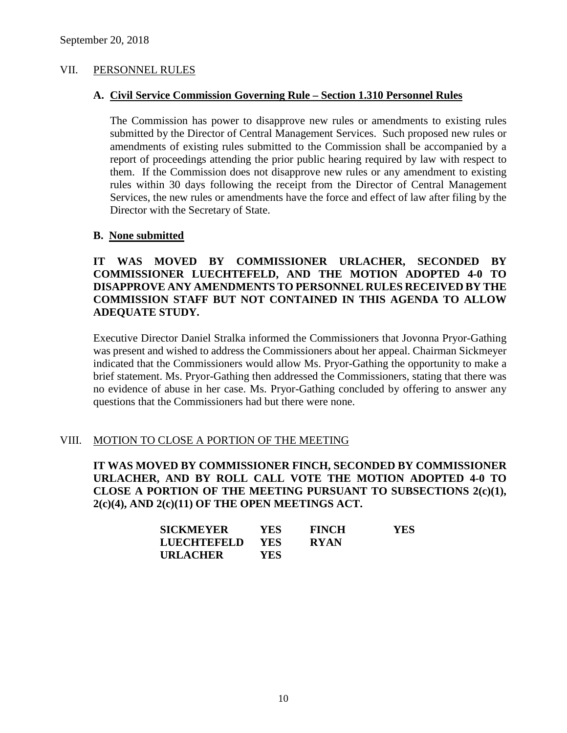September 20, 2018

## VII. PERSONNEL RULES

### A. Civil Service Commission Governing Rule – Section 1.310 Personnel Rules

The Commission has power to disapprove new rules or amendments to existing rules submitted by the Director of Central Management Services. Such proposed new rules or amendments of existing rules submitted to the Commission shall be accompanied by a report of proceedings attending the prior public hearing required by law with respect to them. If the Commission does not disapprove new rules or any amendment to existing rules within 30 days following the receipt from the Director of Central Management Services, the new rules or amendments have the force and effect of law after filing by the Director with the Secretary of State.

### B. None submitted

**IT WAS MOVED BY COMMISSIONER URLACHER, SECONDED BY COMMISSIONER LUECHTEFELD, AND THE MOTION ADOPTED 4-0 TO DISAPPROVE ANY AMENDMENTS TO PERSONNEL RULES RECEIVED BY THE COMMISSION STAFF BUT NOT CONTAINED IN THIS AGENDA TO ALLOW ADEQUATE STUDY.**

Executive Director Daniel Stralka informed the Commissioners that Jovonna Pryor-Gathing was present and wished to address the Commissioners about her appeal. Chairman Sickmeyer indicated that the Commissioners would allow Ms. Pryor-Gathing the opportunity to make a brief statement. Ms. Pryor-Gathing then addressed the Commissioners, stating that there was no evidence of abuse in her case. Ms. Pryor-Gathing concluded by offering to answer any questions that the Commissioners had but there were none.

## VIII. MOTION TO CLOSE A PORTION OF THE MEETING

**IT WAS MOVED BY COMMISSIONER FINCH, SECONDED BY COMMISSIONER URLACHER, AND BY ROLL CALL VOTE THE MOTION ADOPTED 4-0 TO CLOSE A PORTION OF THE MEETING PURSUANT TO SUBSECTIONS 2(c)(1), 2(c)(4), AND 2(c)(11) OF THE OPEN MEETINGS ACT.**

| | | | |
|---|---|---|---|
| **SICKMEYER** | **YES** | **FINCH** | **YES** |
| **LUECHTEFELD** | **YES** | **RYAN** | |
| **URLACHER** | **YES** | | |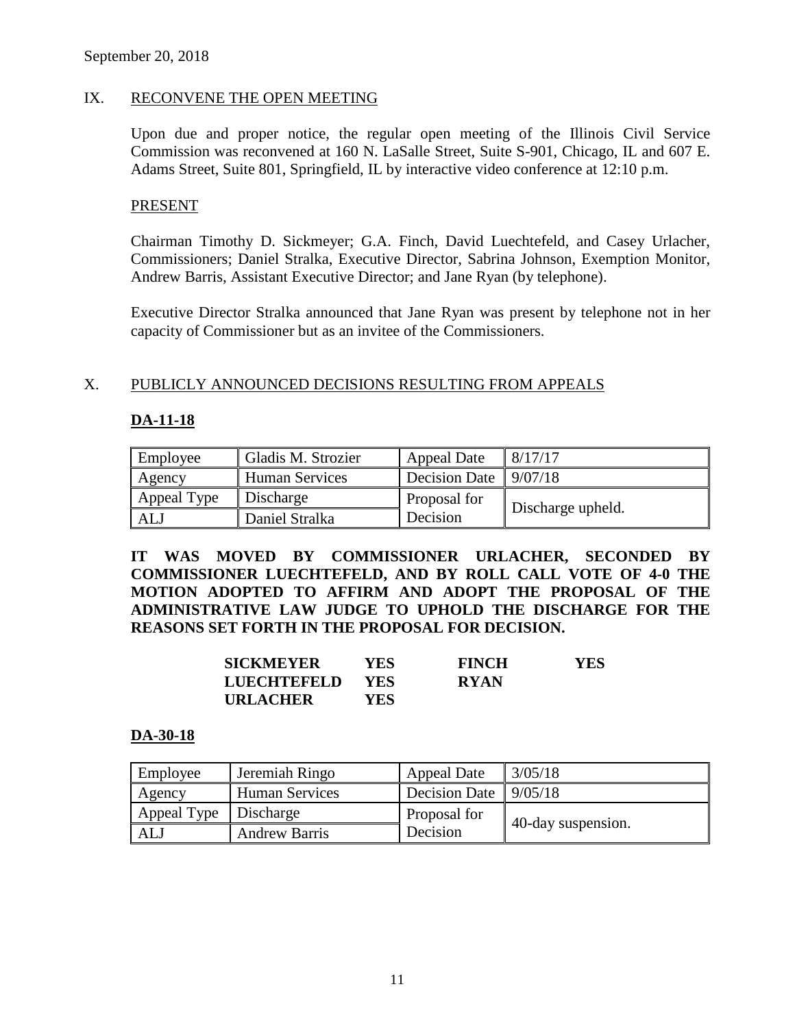September 20, 2018

## IX. RECONVENE THE OPEN MEETING

Upon due and proper notice, the regular open meeting of the Illinois Civil Service Commission was reconvened at 160 N. LaSalle Street, Suite S-901, Chicago, IL and 607 E. Adams Street, Suite 801, Springfield, IL by interactive video conference at 12:10 p.m.

PRESENT

Chairman Timothy D. Sickmeyer; G.A. Finch, David Luechtefeld, and Casey Urlacher, Commissioners; Daniel Stralka, Executive Director, Sabrina Johnson, Exemption Monitor, Andrew Barris, Assistant Executive Director; and Jane Ryan (by telephone).

Executive Director Stralka announced that Jane Ryan was present by telephone not in her capacity of Commissioner but as an invitee of the Commissioners.

## X. PUBLICLY ANNOUNCED DECISIONS RESULTING FROM APPEALS

**DA-11-18**

| Employee | Gladis M. Strozier | Appeal Date | 8/17/17 |
|---|---|---|---|
| Agency | Human Services | Decision Date | 9/07/18 |
| Appeal Type | Discharge | Proposal for Decision | Discharge upheld. |
| ALJ | Daniel Stralka | | |

**IT WAS MOVED BY COMMISSIONER URLACHER, SECONDED BY COMMISSIONER LUECHTEFELD, AND BY ROLL CALL VOTE OF 4-0 THE MOTION ADOPTED TO AFFIRM AND ADOPT THE PROPOSAL OF THE ADMINISTRATIVE LAW JUDGE TO UPHOLD THE DISCHARGE FOR THE REASONS SET FORTH IN THE PROPOSAL FOR DECISION.**

| | | | |
|---|---|---|---|
| **SICKMEYER** | **YES** | **FINCH** | **YES** |
| **LUECHTEFELD** | **YES** | **RYAN** | |
| **URLACHER** | **YES** | | |

**DA-30-18**

| Employee | Jeremiah Ringo | Appeal Date | 3/05/18 |
|---|---|---|---|
| Agency | Human Services | Decision Date | 9/05/18 |
| Appeal Type | Discharge | Proposal for Decision | 40-day suspension. |
| ALJ | Andrew Barris | | |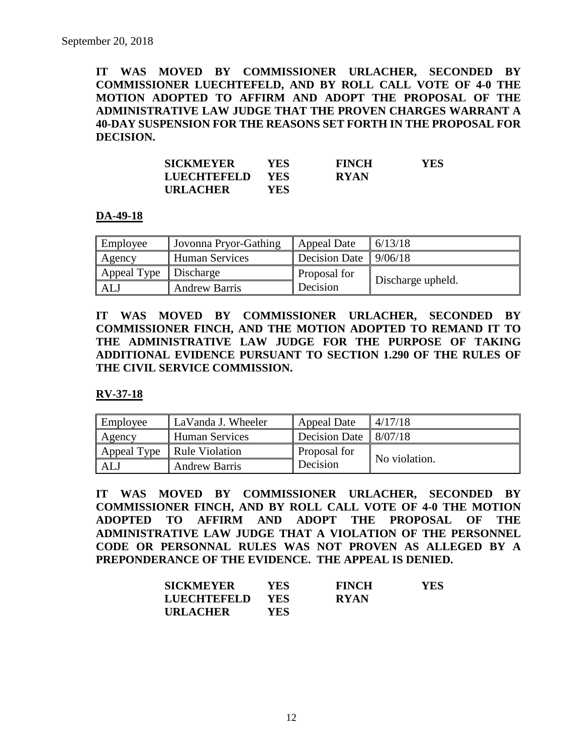September 20, 2018

**IT WAS MOVED BY COMMISSIONER URLACHER, SECONDED BY COMMISSIONER LUECHTEFELD, AND BY ROLL CALL VOTE OF 4-0 THE MOTION ADOPTED TO AFFIRM AND ADOPT THE PROPOSAL OF THE ADMINISTRATIVE LAW JUDGE THAT THE PROVEN CHARGES WARRANT A 40-DAY SUSPENSION FOR THE REASONS SET FORTH IN THE PROPOSAL FOR DECISION.**

| | | | |
|---|---|---|---|
| **SICKMEYER** | **YES** | **FINCH** | **YES** |
| **LUECHTEFELD** | **YES** | **RYAN** | |
| **URLACHER** | **YES** | | |

**DA-49-18**

| | | | |
|---|---|---|---|
| Employee | Jovonna Pryor-Gathing | Appeal Date | 6/13/18 |
| Agency | Human Services | Decision Date | 9/06/18 |
| Appeal Type | Discharge | Proposal for Decision | Discharge upheld. |
| ALJ | Andrew Barris | | |

**IT WAS MOVED BY COMMISSIONER URLACHER, SECONDED BY COMMISSIONER FINCH, AND THE MOTION ADOPTED TO REMAND IT TO THE ADMINISTRATIVE LAW JUDGE FOR THE PURPOSE OF TAKING ADDITIONAL EVIDENCE PURSUANT TO SECTION 1.290 OF THE RULES OF THE CIVIL SERVICE COMMISSION.**

**RV-37-18**

| | | | |
|---|---|---|---|
| Employee | LaVanda J. Wheeler | Appeal Date | 4/17/18 |
| Agency | Human Services | Decision Date | 8/07/18 |
| Appeal Type | Rule Violation | Proposal for Decision | No violation. |
| ALJ | Andrew Barris | | |

**IT WAS MOVED BY COMMISSIONER URLACHER, SECONDED BY COMMISSIONER FINCH, AND BY ROLL CALL VOTE OF 4-0 THE MOTION ADOPTED TO AFFIRM AND ADOPT THE PROPOSAL OF THE ADMINISTRATIVE LAW JUDGE THAT A VIOLATION OF THE PERSONNEL CODE OR PERSONNAL RULES WAS NOT PROVEN AS ALLEGED BY A PREPONDERANCE OF THE EVIDENCE. THE APPEAL IS DENIED.**

| | | | |
|---|---|---|---|
| **SICKMEYER** | **YES** | **FINCH** | **YES** |
| **LUECHTEFELD** | **YES** | **RYAN** | |
| **URLACHER** | **YES** | | |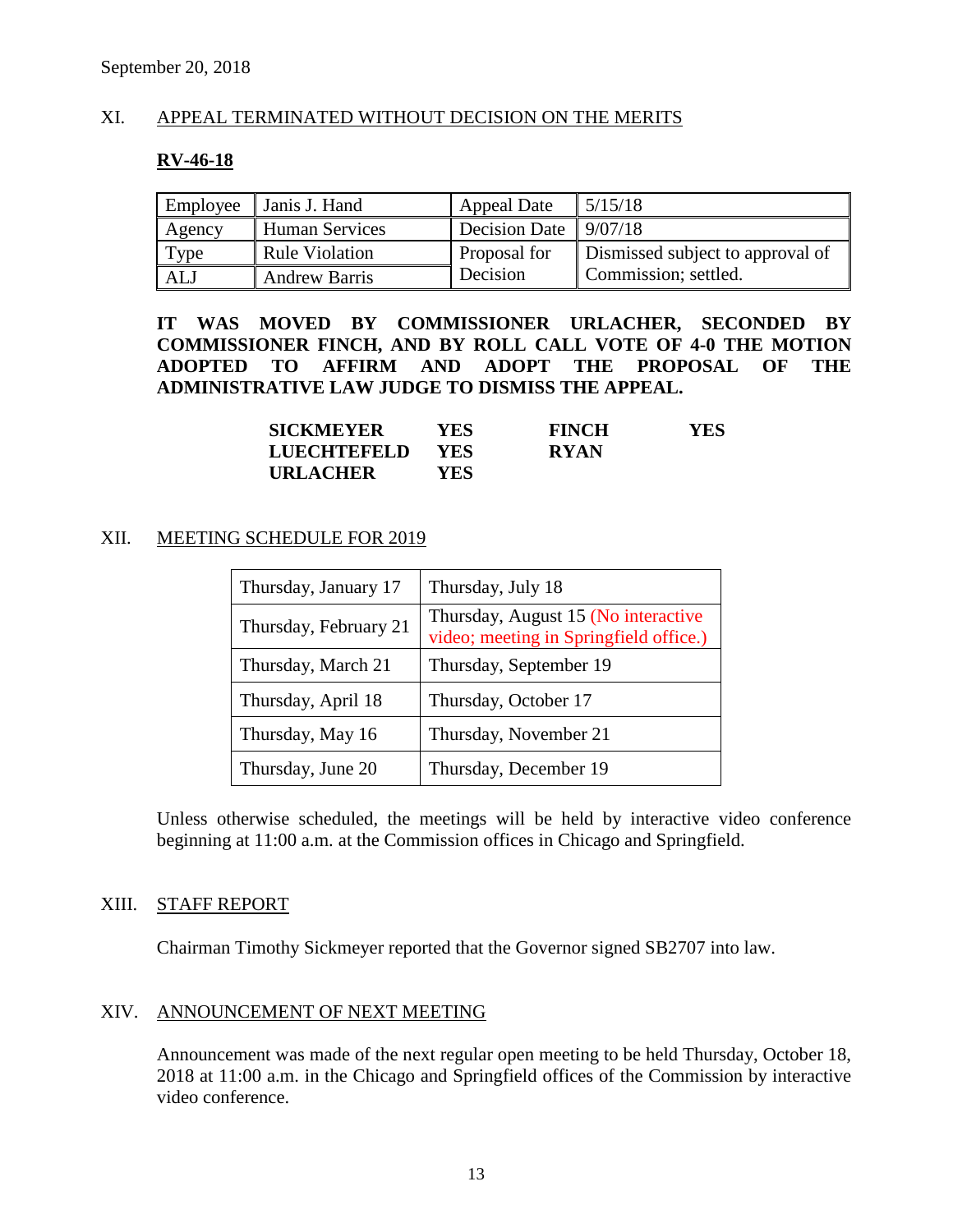September 20, 2018

## XI. APPEAL TERMINATED WITHOUT DECISION ON THE MERITS

### RV-46-18

| Employee | Janis J. Hand | Appeal Date | 5/15/18 |
|---|---|---|---|
| Agency | Human Services | Decision Date | 9/07/18 |
| Type | Rule Violation | Proposal for Decision | Dismissed subject to approval of Commission; settled. |
| ALJ | Andrew Barris | | |

**IT WAS MOVED BY COMMISSIONER URLACHER, SECONDED BY COMMISSIONER FINCH, AND BY ROLL CALL VOTE OF 4-0 THE MOTION ADOPTED TO AFFIRM AND ADOPT THE PROPOSAL OF THE ADMINISTRATIVE LAW JUDGE TO DISMISS THE APPEAL.**

| | | | |
|---|---|---|---|
| **SICKMEYER** | **YES** | **FINCH** | **YES** |
| **LUECHTEFELD** | **YES** | **RYAN** | |
| **URLACHER** | **YES** | | |

## XII. MEETING SCHEDULE FOR 2019

| | |
|---|---|
| Thursday, January 17 | Thursday, July 18 |
| Thursday, February 21 | Thursday, August 15 (No interactive video; meeting in Springfield office.) |
| Thursday, March 21 | Thursday, September 19 |
| Thursday, April 18 | Thursday, October 17 |
| Thursday, May 16 | Thursday, November 21 |
| Thursday, June 20 | Thursday, December 19 |

Unless otherwise scheduled, the meetings will be held by interactive video conference beginning at 11:00 a.m. at the Commission offices in Chicago and Springfield.

## XIII. STAFF REPORT

Chairman Timothy Sickmeyer reported that the Governor signed SB2707 into law.

## XIV. ANNOUNCEMENT OF NEXT MEETING

Announcement was made of the next regular open meeting to be held Thursday, October 18, 2018 at 11:00 a.m. in the Chicago and Springfield offices of the Commission by interactive video conference.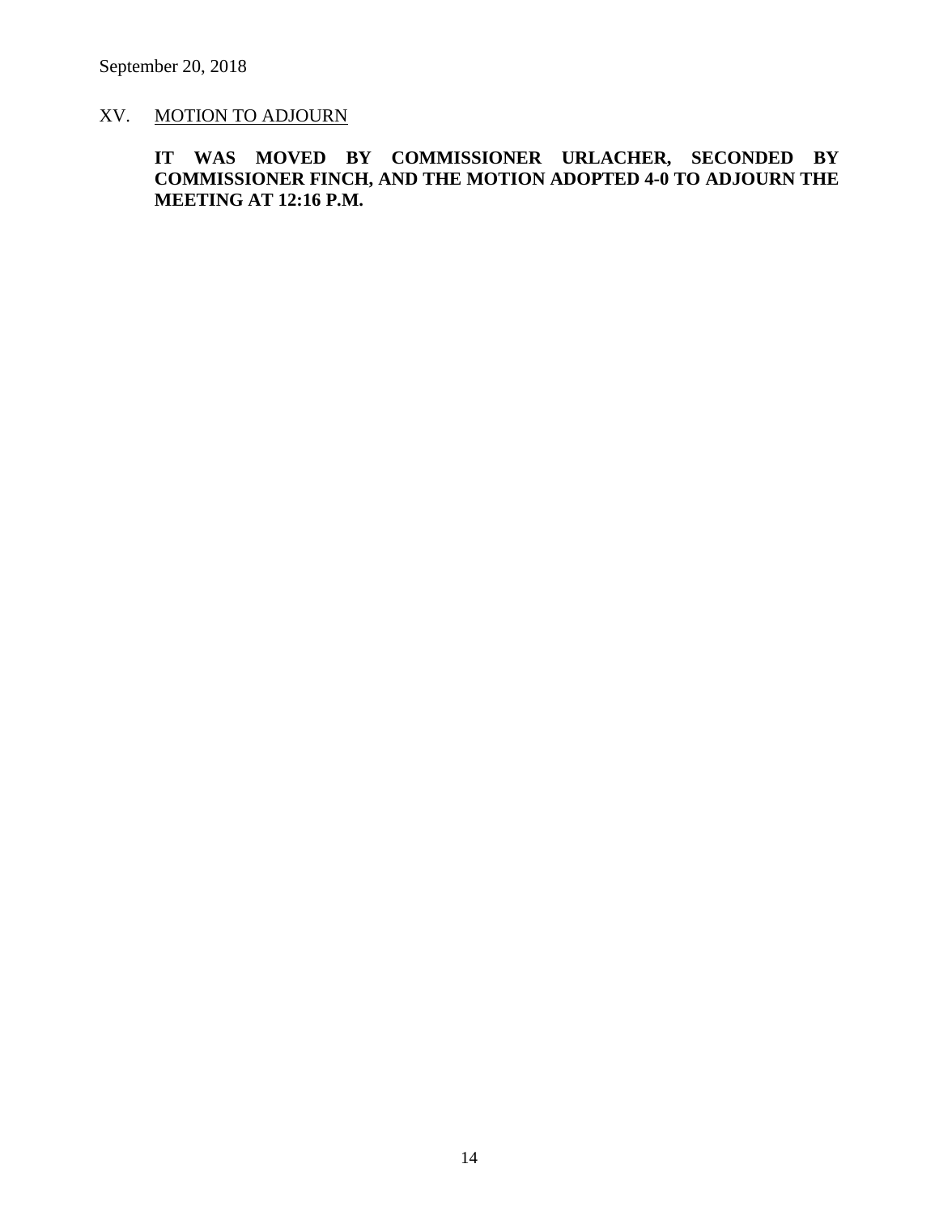September 20, 2018

## XV. MOTION TO ADJOURN

**IT WAS MOVED BY COMMISSIONER URLACHER, SECONDED BY COMMISSIONER FINCH, AND THE MOTION ADOPTED 4-0 TO ADJOURN THE MEETING AT 12:16 P.M.**